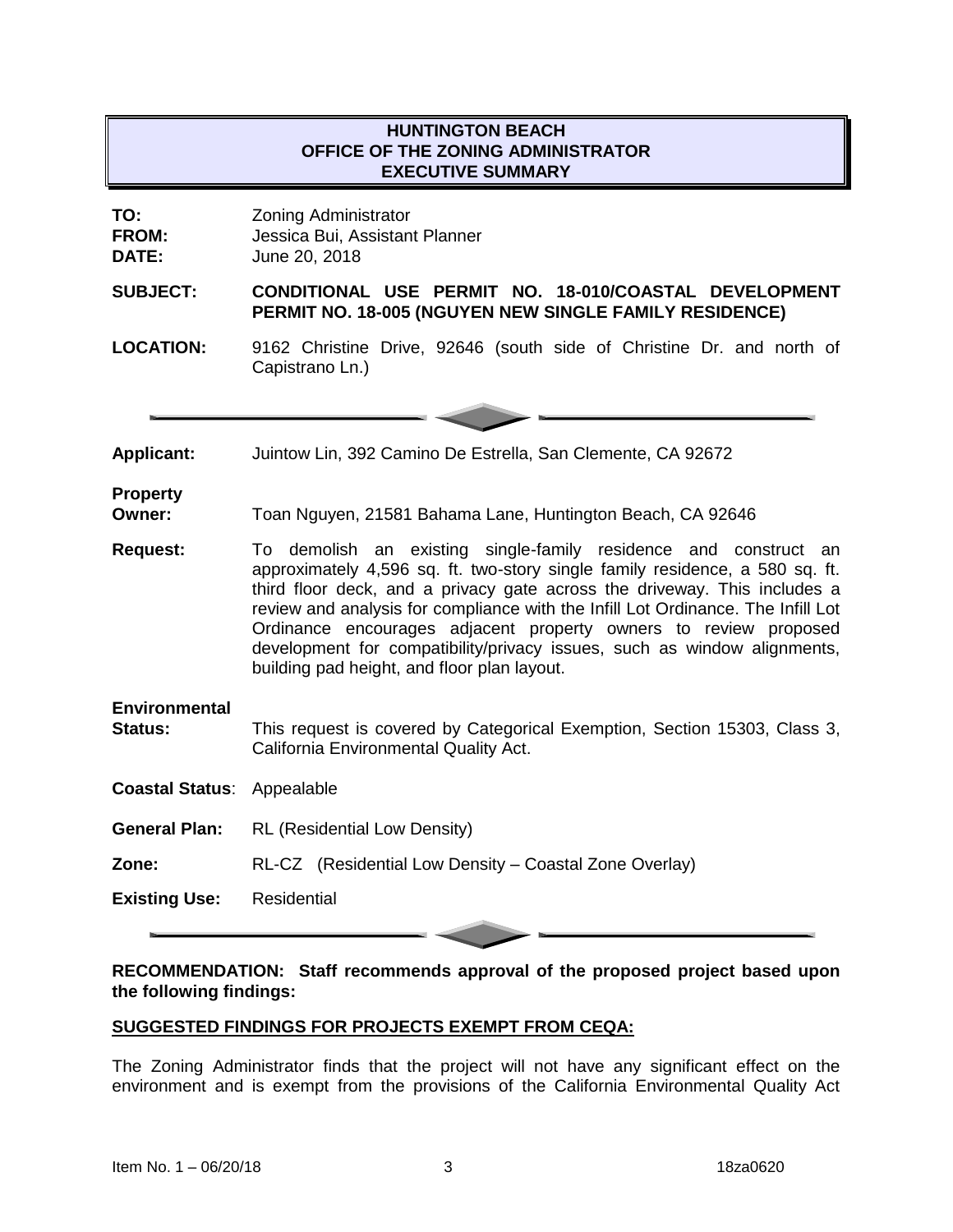# HUNTINGTON BEACH
# OFFICE OF THE ZONING ADMINISTRATOR
# EXECUTIVE SUMMARY

**TO:** Zoning Administrator
**FROM:** Jessica Bui, Assistant Planner
**DATE:** June 20, 2018

**SUBJECT:** **CONDITIONAL USE PERMIT NO. 18-010/COASTAL DEVELOPMENT PERMIT NO. 18-005 (NGUYEN NEW SINGLE FAMILY RESIDENCE)**

**LOCATION:** 9162 Christine Drive, 92646 (south side of Christine Dr. and north of Capistrano Ln.)

---

**Applicant:** Juintow Lin, 392 Camino De Estrella, San Clemente, CA 92672

**Property Owner:** Toan Nguyen, 21581 Bahama Lane, Huntington Beach, CA 92646

**Request:** To demolish an existing single-family residence and construct an approximately 4,596 sq. ft. two-story single family residence, a 580 sq. ft. third floor deck, and a privacy gate across the driveway. This includes a review and analysis for compliance with the Infill Lot Ordinance. The Infill Lot Ordinance encourages adjacent property owners to review proposed development for compatibility/privacy issues, such as window alignments, building pad height, and floor plan layout.

**Environmental Status:** This request is covered by Categorical Exemption, Section 15303, Class 3, California Environmental Quality Act.

**Coastal Status**: Appealable

**General Plan:** RL (Residential Low Density)

**Zone:** RL-CZ (Residential Low Density – Coastal Zone Overlay)

**Existing Use:** Residential

---

**RECOMMENDATION: Staff recommends approval of the proposed project based upon the following findings:**

**SUGGESTED FINDINGS FOR PROJECTS EXEMPT FROM CEQA:**

The Zoning Administrator finds that the project will not have any significant effect on the environment and is exempt from the provisions of the California Environmental Quality Act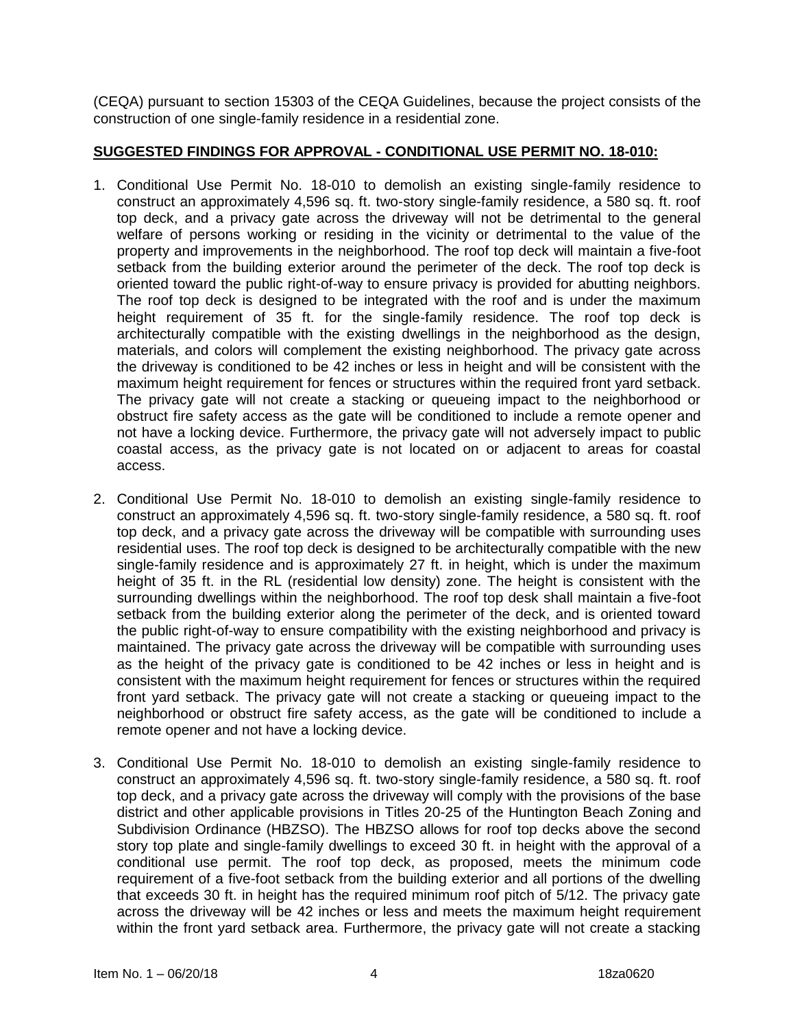(CEQA) pursuant to section 15303 of the CEQA Guidelines, because the project consists of the construction of one single-family residence in a residential zone.

**SUGGESTED FINDINGS FOR APPROVAL - CONDITIONAL USE PERMIT NO. 18-010:**

1. Conditional Use Permit No. 18-010 to demolish an existing single-family residence to construct an approximately 4,596 sq. ft. two-story single-family residence, a 580 sq. ft. roof top deck, and a privacy gate across the driveway will not be detrimental to the general welfare of persons working or residing in the vicinity or detrimental to the value of the property and improvements in the neighborhood. The roof top deck will maintain a five-foot setback from the building exterior around the perimeter of the deck. The roof top deck is oriented toward the public right-of-way to ensure privacy is provided for abutting neighbors. The roof top deck is designed to be integrated with the roof and is under the maximum height requirement of 35 ft. for the single-family residence. The roof top deck is architecturally compatible with the existing dwellings in the neighborhood as the design, materials, and colors will complement the existing neighborhood. The privacy gate across the driveway is conditioned to be 42 inches or less in height and will be consistent with the maximum height requirement for fences or structures within the required front yard setback. The privacy gate will not create a stacking or queueing impact to the neighborhood or obstruct fire safety access as the gate will be conditioned to include a remote opener and not have a locking device. Furthermore, the privacy gate will not adversely impact to public coastal access, as the privacy gate is not located on or adjacent to areas for coastal access.

2. Conditional Use Permit No. 18-010 to demolish an existing single-family residence to construct an approximately 4,596 sq. ft. two-story single-family residence, a 580 sq. ft. roof top deck, and a privacy gate across the driveway will be compatible with surrounding uses residential uses. The roof top deck is designed to be architecturally compatible with the new single-family residence and is approximately 27 ft. in height, which is under the maximum height of 35 ft. in the RL (residential low density) zone. The height is consistent with the surrounding dwellings within the neighborhood. The roof top desk shall maintain a five-foot setback from the building exterior along the perimeter of the deck, and is oriented toward the public right-of-way to ensure compatibility with the existing neighborhood and privacy is maintained. The privacy gate across the driveway will be compatible with surrounding uses as the height of the privacy gate is conditioned to be 42 inches or less in height and is consistent with the maximum height requirement for fences or structures within the required front yard setback. The privacy gate will not create a stacking or queueing impact to the neighborhood or obstruct fire safety access, as the gate will be conditioned to include a remote opener and not have a locking device.

3. Conditional Use Permit No. 18-010 to demolish an existing single-family residence to construct an approximately 4,596 sq. ft. two-story single-family residence, a 580 sq. ft. roof top deck, and a privacy gate across the driveway will comply with the provisions of the base district and other applicable provisions in Titles 20-25 of the Huntington Beach Zoning and Subdivision Ordinance (HBZSO). The HBZSO allows for roof top decks above the second story top plate and single-family dwellings to exceed 30 ft. in height with the approval of a conditional use permit. The roof top deck, as proposed, meets the minimum code requirement of a five-foot setback from the building exterior and all portions of the dwelling that exceeds 30 ft. in height has the required minimum roof pitch of 5/12. The privacy gate across the driveway will be 42 inches or less and meets the maximum height requirement within the front yard setback area. Furthermore, the privacy gate will not create a stacking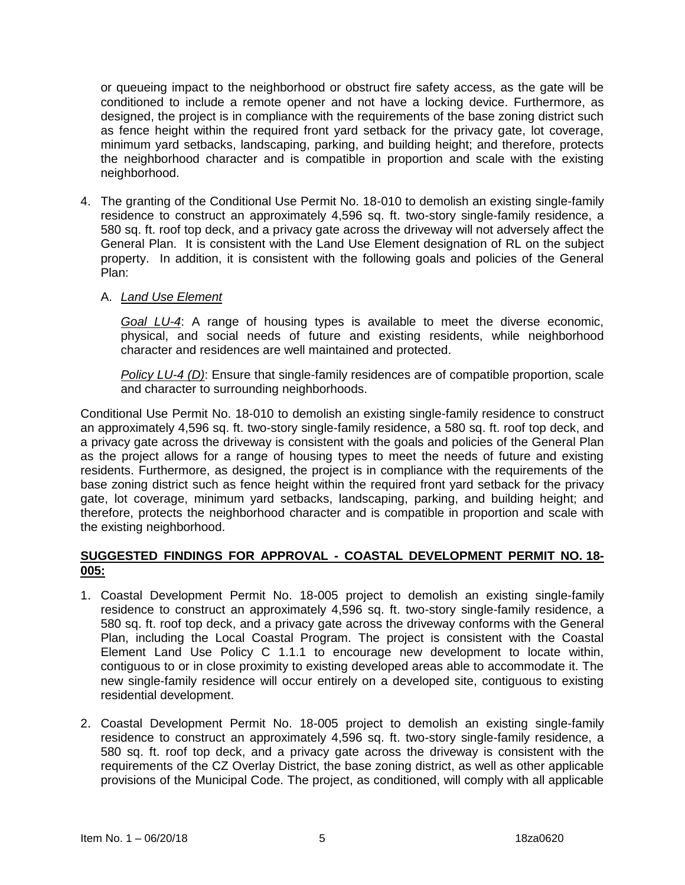or queueing impact to the neighborhood or obstruct fire safety access, as the gate will be conditioned to include a remote opener and not have a locking device. Furthermore, as designed, the project is in compliance with the requirements of the base zoning district such as fence height within the required front yard setback for the privacy gate, lot coverage, minimum yard setbacks, landscaping, parking, and building height; and therefore, protects the neighborhood character and is compatible in proportion and scale with the existing neighborhood.

4. The granting of the Conditional Use Permit No. 18-010 to demolish an existing single-family residence to construct an approximately 4,596 sq. ft. two-story single-family residence, a 580 sq. ft. roof top deck, and a privacy gate across the driveway will not adversely affect the General Plan. It is consistent with the Land Use Element designation of RL on the subject property. In addition, it is consistent with the following goals and policies of the General Plan:

   A. *Land Use Element*

      *Goal LU-4*: A range of housing types is available to meet the diverse economic, physical, and social needs of future and existing residents, while neighborhood character and residences are well maintained and protected.

      *Policy LU-4 (D)*: Ensure that single-family residences are of compatible proportion, scale and character to surrounding neighborhoods.

Conditional Use Permit No. 18-010 to demolish an existing single-family residence to construct an approximately 4,596 sq. ft. two-story single-family residence, a 580 sq. ft. roof top deck, and a privacy gate across the driveway is consistent with the goals and policies of the General Plan as the project allows for a range of housing types to meet the needs of future and existing residents. Furthermore, as designed, the project is in compliance with the requirements of the base zoning district such as fence height within the required front yard setback for the privacy gate, lot coverage, minimum yard setbacks, landscaping, parking, and building height; and therefore, protects the neighborhood character and is compatible in proportion and scale with the existing neighborhood.

**SUGGESTED FINDINGS FOR APPROVAL - COASTAL DEVELOPMENT PERMIT NO. 18-005:**

1. Coastal Development Permit No. 18-005 project to demolish an existing single-family residence to construct an approximately 4,596 sq. ft. two-story single-family residence, a 580 sq. ft. roof top deck, and a privacy gate across the driveway conforms with the General Plan, including the Local Coastal Program. The project is consistent with the Coastal Element Land Use Policy C 1.1.1 to encourage new development to locate within, contiguous to or in close proximity to existing developed areas able to accommodate it. The new single-family residence will occur entirely on a developed site, contiguous to existing residential development.

2. Coastal Development Permit No. 18-005 project to demolish an existing single-family residence to construct an approximately 4,596 sq. ft. two-story single-family residence, a 580 sq. ft. roof top deck, and a privacy gate across the driveway is consistent with the requirements of the CZ Overlay District, the base zoning district, as well as other applicable provisions of the Municipal Code. The project, as conditioned, will comply with all applicable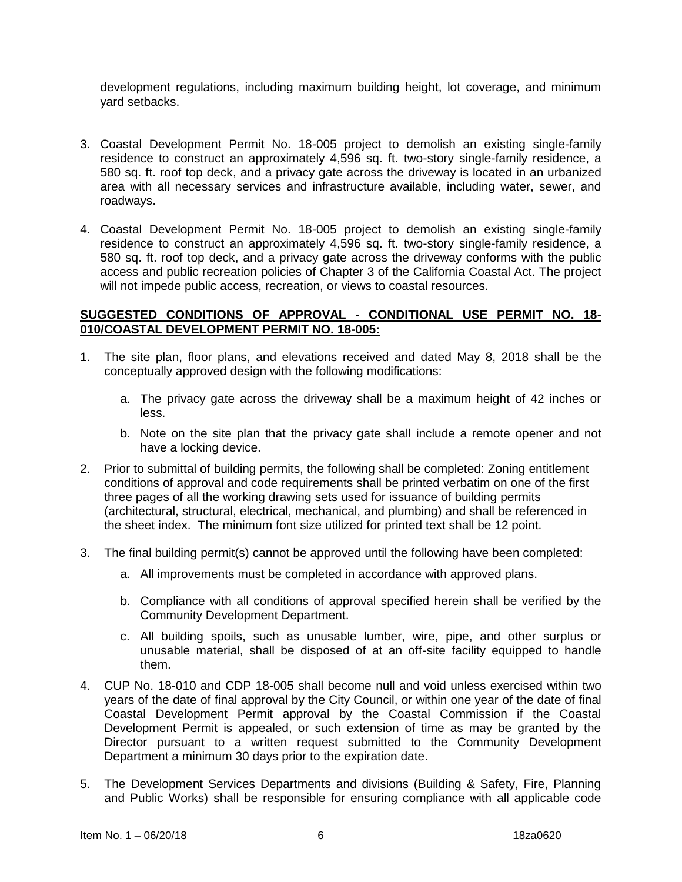development regulations, including maximum building height, lot coverage, and minimum yard setbacks.

3. Coastal Development Permit No. 18-005 project to demolish an existing single-family residence to construct an approximately 4,596 sq. ft. two-story single-family residence, a 580 sq. ft. roof top deck, and a privacy gate across the driveway is located in an urbanized area with all necessary services and infrastructure available, including water, sewer, and roadways.

4. Coastal Development Permit No. 18-005 project to demolish an existing single-family residence to construct an approximately 4,596 sq. ft. two-story single-family residence, a 580 sq. ft. roof top deck, and a privacy gate across the driveway conforms with the public access and public recreation policies of Chapter 3 of the California Coastal Act. The project will not impede public access, recreation, or views to coastal resources.

**SUGGESTED CONDITIONS OF APPROVAL - CONDITIONAL USE PERMIT NO. 18-010/COASTAL DEVELOPMENT PERMIT NO. 18-005:**

1. The site plan, floor plans, and elevations received and dated May 8, 2018 shall be the conceptually approved design with the following modifications:

   a. The privacy gate across the driveway shall be a maximum height of 42 inches or less.

   b. Note on the site plan that the privacy gate shall include a remote opener and not have a locking device.

2. Prior to submittal of building permits, the following shall be completed: Zoning entitlement conditions of approval and code requirements shall be printed verbatim on one of the first three pages of all the working drawing sets used for issuance of building permits (architectural, structural, electrical, mechanical, and plumbing) and shall be referenced in the sheet index. The minimum font size utilized for printed text shall be 12 point.

3. The final building permit(s) cannot be approved until the following have been completed:

   a. All improvements must be completed in accordance with approved plans.

   b. Compliance with all conditions of approval specified herein shall be verified by the Community Development Department.

   c. All building spoils, such as unusable lumber, wire, pipe, and other surplus or unusable material, shall be disposed of at an off-site facility equipped to handle them.

4. CUP No. 18-010 and CDP 18-005 shall become null and void unless exercised within two years of the date of final approval by the City Council, or within one year of the date of final Coastal Development Permit approval by the Coastal Commission if the Coastal Development Permit is appealed, or such extension of time as may be granted by the Director pursuant to a written request submitted to the Community Development Department a minimum 30 days prior to the expiration date.

5. The Development Services Departments and divisions (Building & Safety, Fire, Planning and Public Works) shall be responsible for ensuring compliance with all applicable code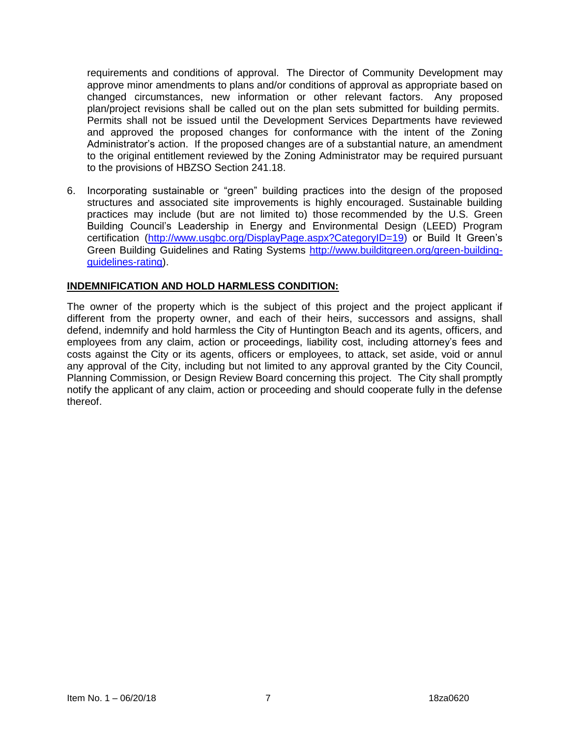requirements and conditions of approval. The Director of Community Development may approve minor amendments to plans and/or conditions of approval as appropriate based on changed circumstances, new information or other relevant factors. Any proposed plan/project revisions shall be called out on the plan sets submitted for building permits. Permits shall not be issued until the Development Services Departments have reviewed and approved the proposed changes for conformance with the intent of the Zoning Administrator's action. If the proposed changes are of a substantial nature, an amendment to the original entitlement reviewed by the Zoning Administrator may be required pursuant to the provisions of HBZSO Section 241.18.

6. Incorporating sustainable or "green" building practices into the design of the proposed structures and associated site improvements is highly encouraged. Sustainable building practices may include (but are not limited to) those recommended by the U.S. Green Building Council's Leadership in Energy and Environmental Design (LEED) Program certification (http://www.usgbc.org/DisplayPage.aspx?CategoryID=19) or Build It Green's Green Building Guidelines and Rating Systems http://www.builditgreen.org/green-building-guidelines-rating).

**INDEMNIFICATION AND HOLD HARMLESS CONDITION:**

The owner of the property which is the subject of this project and the project applicant if different from the property owner, and each of their heirs, successors and assigns, shall defend, indemnify and hold harmless the City of Huntington Beach and its agents, officers, and employees from any claim, action or proceedings, liability cost, including attorney's fees and costs against the City or its agents, officers or employees, to attack, set aside, void or annul any approval of the City, including but not limited to any approval granted by the City Council, Planning Commission, or Design Review Board concerning this project. The City shall promptly notify the applicant of any claim, action or proceeding and should cooperate fully in the defense thereof.